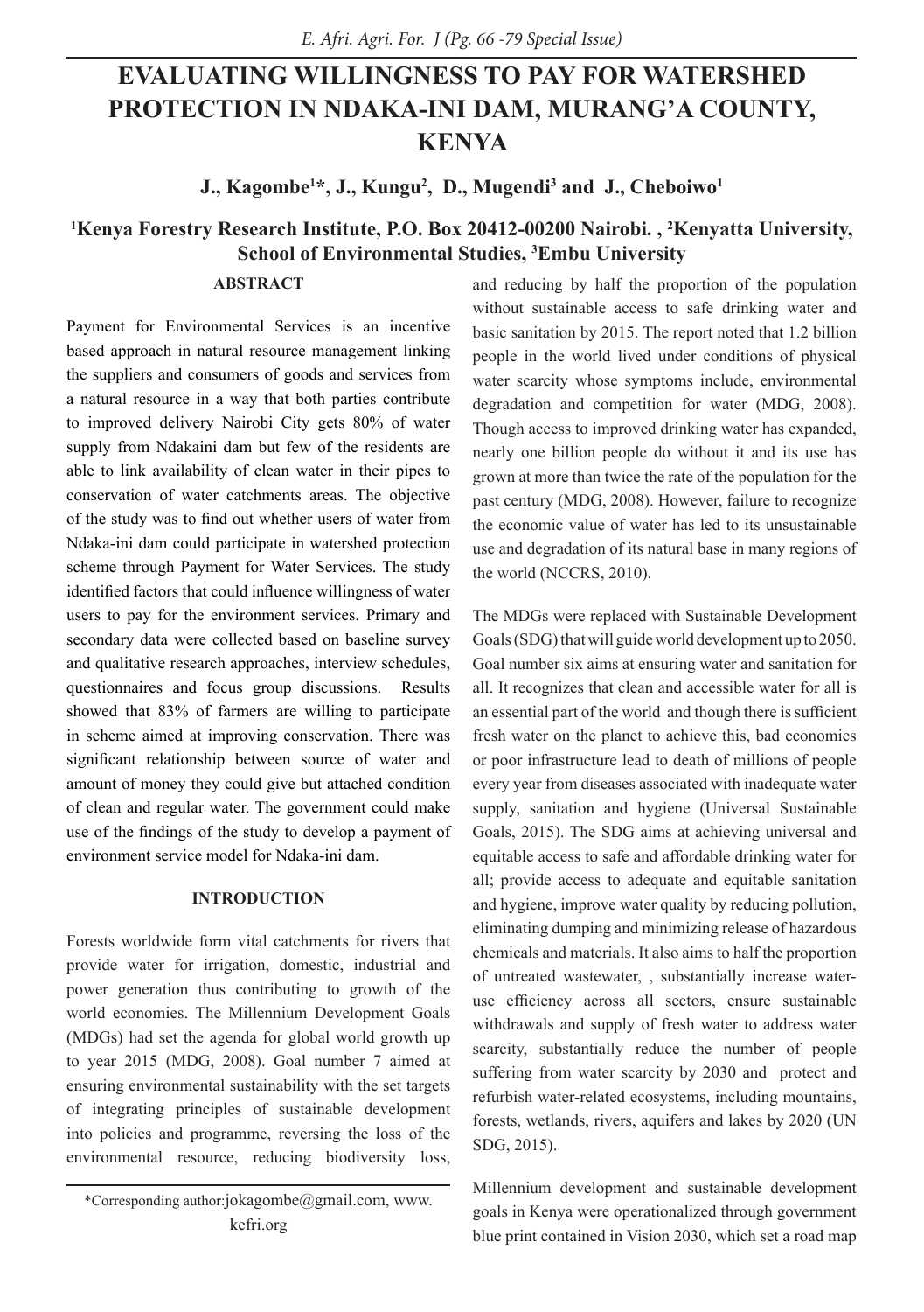# EVALUATING WILLINGNESS TO PAY FOR WATERSHED PROTECTION IN NDAKA-INI DAM, MURANG'A COUNTY, KENYA

**J., Kagombe[1]*, J., Kungu[2], D., Mugendi[3] and J., Cheboiwo[1]**

**[1]Kenya Forestry Research Institute, P.O. Box 20412-00200 Nairobi. , [2]Kenyatta University, School of Environmental Studies, [3]Embu University**

## ABSTRACT

Payment for Environmental Services is an incentive based approach in natural resource management linking the suppliers and consumers of goods and services from a natural resource in a way that both parties contribute to improved delivery Nairobi City gets 80% of water supply from Ndakaini dam but few of the residents are able to link availability of clean water in their pipes to conservation of water catchments areas. The objective of the study was to find out whether users of water from Ndaka-ini dam could participate in watershed protection scheme through Payment for Water Services. The study identified factors that could influence willingness of water users to pay for the environment services. Primary and secondary data were collected based on baseline survey and qualitative research approaches, interview schedules, questionnaires and focus group discussions. Results showed that 83% of farmers are willing to participate in scheme aimed at improving conservation. There was significant relationship between source of water and amount of money they could give but attached condition of clean and regular water. The government could make use of the findings of the study to develop a payment of environment service model for Ndaka-ini dam.

## INTRODUCTION

Forests worldwide form vital catchments for rivers that provide water for irrigation, domestic, industrial and power generation thus contributing to growth of the world economies. The Millennium Development Goals (MDGs) had set the agenda for global world growth up to year 2015 (MDG, 2008). Goal number 7 aimed at ensuring environmental sustainability with the set targets of integrating principles of sustainable development into policies and programme, reversing the loss of the environmental resource, reducing biodiversity loss, and reducing by half the proportion of the population without sustainable access to safe drinking water and basic sanitation by 2015. The report noted that 1.2 billion people in the world lived under conditions of physical water scarcity whose symptoms include, environmental degradation and competition for water (MDG, 2008). Though access to improved drinking water has expanded, nearly one billion people do without it and its use has grown at more than twice the rate of the population for the past century (MDG, 2008). However, failure to recognize the economic value of water has led to its unsustainable use and degradation of its natural base in many regions of the world (NCCRS, 2010).

The MDGs were replaced with Sustainable Development Goals (SDG) that will guide world development up to 2050. Goal number six aims at ensuring water and sanitation for all. It recognizes that clean and accessible water for all is an essential part of the world and though there is sufficient fresh water on the planet to achieve this, bad economics or poor infrastructure lead to death of millions of people every year from diseases associated with inadequate water supply, sanitation and hygiene (Universal Sustainable Goals, 2015). The SDG aims at achieving universal and equitable access to safe and affordable drinking water for all; provide access to adequate and equitable sanitation and hygiene, improve water quality by reducing pollution, eliminating dumping and minimizing release of hazardous chemicals and materials. It also aims to half the proportion of untreated wastewater, , substantially increase water-use efficiency across all sectors, ensure sustainable withdrawals and supply of fresh water to address water scarcity, substantially reduce the number of people suffering from water scarcity by 2030 and protect and refurbish water-related ecosystems, including mountains, forests, wetlands, rivers, aquifers and lakes by 2020 (UN SDG, 2015).

Millennium development and sustainable development goals in Kenya were operationalized through government blue print contained in Vision 2030, which set a road map

*Corresponding author:jokagombe@gmail.com, www.kefri.org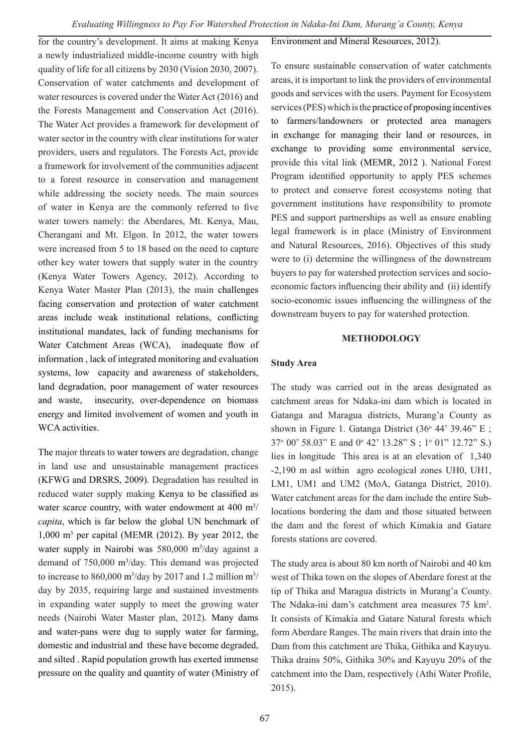for the country's development. It aims at making Kenya a newly industrialized middle-income country with high quality of life for all citizens by 2030 (Vision 2030, 2007). Conservation of water catchments and development of water resources is covered under the Water Act (2016) and the Forests Management and Conservation Act (2016). The Water Act provides a framework for development of water sector in the country with clear institutions for water providers, users and regulators. The Forests Act, provide a framework for involvement of the communities adjacent to a forest resource in conservation and management while addressing the society needs. The main sources of water in Kenya are the commonly referred to five water towers namely: the Aberdares, Mt. Kenya, Mau, Cherangani and Mt. Elgon. In 2012, the water towers were increased from 5 to 18 based on the need to capture other key water towers that supply water in the country (Kenya Water Towers Agency, 2012). According to Kenya Water Master Plan (2013), the main challenges facing conservation and protection of water catchment areas include weak institutional relations, conflicting institutional mandates, lack of funding mechanisms for Water Catchment Areas (WCA), inadequate flow of information , lack of integrated monitoring and evaluation systems, low capacity and awareness of stakeholders, land degradation, poor management of water resources and waste, insecurity, over-dependence on biomass energy and limited involvement of women and youth in WCA activities.

The major threats to water towers are degradation, change in land use and unsustainable management practices (KFWG and DRSRS, 2009). Degradation has resulted in reduced water supply making Kenya to be classified as water scarce country, with water endowment at 400 m$^3$/*capita*, which is far below the global UN benchmark of 1,000 m$^3$ per capital (MEMR (2012). By year 2012, the water supply in Nairobi was 580,000 m$^3$/day against a demand of 750,000 m$^3$/day. This demand was projected to increase to 860,000 m$^3$/day by 2017 and 1.2 million m$^3$/day by 2035, requiring large and sustained investments in expanding water supply to meet the growing water needs (Nairobi Water Master plan, 2012). Many dams and water-pans were dug to supply water for farming, domestic and industrial and these have become degraded, and silted . Rapid population growth has exerted immense pressure on the quality and quantity of water (Ministry of Environment and Mineral Resources, 2012).

To ensure sustainable conservation of water catchments areas, it is important to link the providers of environmental goods and services with the users. Payment for Ecosystem services (PES) which is the practice of proposing incentives to farmers/landowners or protected area managers in exchange for managing their land or resources, in exchange to providing some environmental service, provide this vital link (MEMR, 2012 ). National Forest Program identified opportunity to apply PES schemes to protect and conserve forest ecosystems noting that government institutions have responsibility to promote PES and support partnerships as well as ensure enabling legal framework is in place (Ministry of Environment and Natural Resources, 2016). Objectives of this study were to (i) determine the willingness of the downstream buyers to pay for watershed protection services and socio-economic factors influencing their ability and (ii) identify socio-economic issues influencing the willingness of the downstream buyers to pay for watershed protection.

## METHODOLOGY

### Study Area

The study was carried out in the areas designated as catchment areas for Ndaka-ini dam which is located in Gatanga and Maragua districts, Murang'a County as shown in Figure 1. Gatanga District (36$^o$ 44' 39.46" E ; 37$^o$ 00' 58.03" E and 0$^o$ 42' 13.28" S ; 1$^o$ 01" 12.72" S.) lies in longitude This area is at an elevation of 1,340 -2,190 m asl within agro ecological zones UH0, UH1, LM1, UM1 and UM2 (MoA, Gatanga District, 2010). Water catchment areas for the dam include the entire Sub-locations bordering the dam and those situated between the dam and the forest of which Kimakia and Gatare forests stations are covered.

The study area is about 80 km north of Nairobi and 40 km west of Thika town on the slopes of Aberdare forest at the tip of Thika and Maragua districts in Murang'a County. The Ndaka-ini dam's catchment area measures 75 km$^2$. It consists of Kimakia and Gatare Natural forests which form Aberdare Ranges. The main rivers that drain into the Dam from this catchment are Thika, Githika and Kayuyu. Thika drains 50%, Githika 30% and Kayuyu 20% of the catchment into the Dam, respectively (Athi Water Profile, 2015).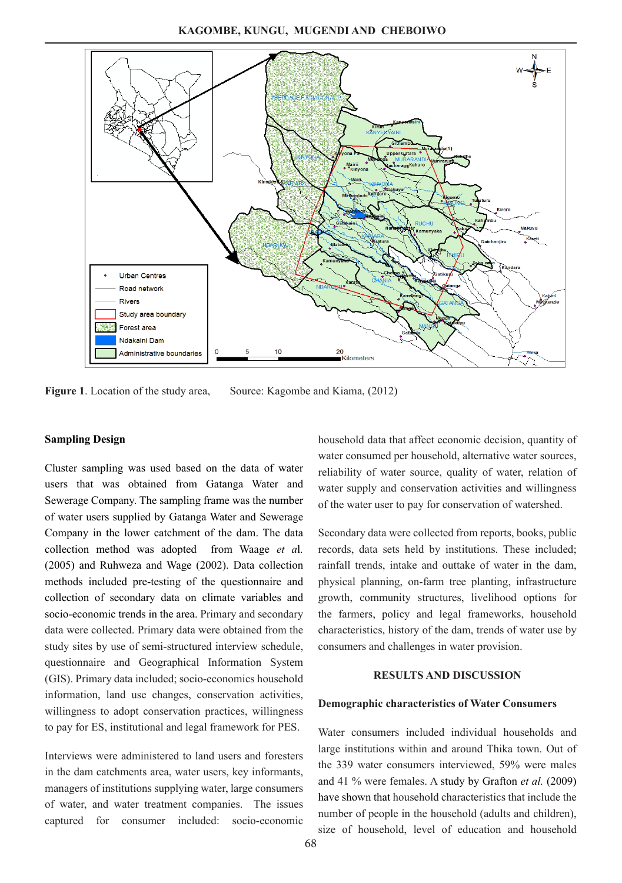**Figure 1**. Location of the study area, Source: Kagombe and Kiama, (2012)

### Sampling Design

Cluster sampling was used based on the data of water users that was obtained from Gatanga Water and Sewerage Company. The sampling frame was the number of water users supplied by Gatanga Water and Sewerage Company in the lower catchment of the dam. The data collection method was adopted from Waage *et al.* (2005) and Ruhweza and Wage (2002). Data collection methods included pre-testing of the questionnaire and collection of secondary data on climate variables and socio-economic trends in the area. Primary and secondary data were collected. Primary data were obtained from the study sites by use of semi-structured interview schedule, questionnaire and Geographical Information System (GIS). Primary data included; socio-economics household information, land use changes, conservation activities, willingness to adopt conservation practices, willingness to pay for ES, institutional and legal framework for PES.

Interviews were administered to land users and foresters in the dam catchments area, water users, key informants, managers of institutions supplying water, large consumers of water, and water treatment companies. The issues captured for consumer included: socio-economic household data that affect economic decision, quantity of water consumed per household, alternative water sources, reliability of water source, quality of water, relation of water supply and conservation activities and willingness of the water user to pay for conservation of watershed.

Secondary data were collected from reports, books, public records, data sets held by institutions. These included; rainfall trends, intake and outtake of water in the dam, physical planning, on-farm tree planting, infrastructure growth, community structures, livelihood options for the farmers, policy and legal frameworks, household characteristics, history of the dam, trends of water use by consumers and challenges in water provision.

## RESULTS AND DISCUSSION

### Demographic characteristics of Water Consumers

Water consumers included individual households and large institutions within and around Thika town. Out of the 339 water consumers interviewed, 59% were males and 41 % were females. A study by Grafton *et al.* (2009) have shown that household characteristics that include the number of people in the household (adults and children), size of household, level of education and household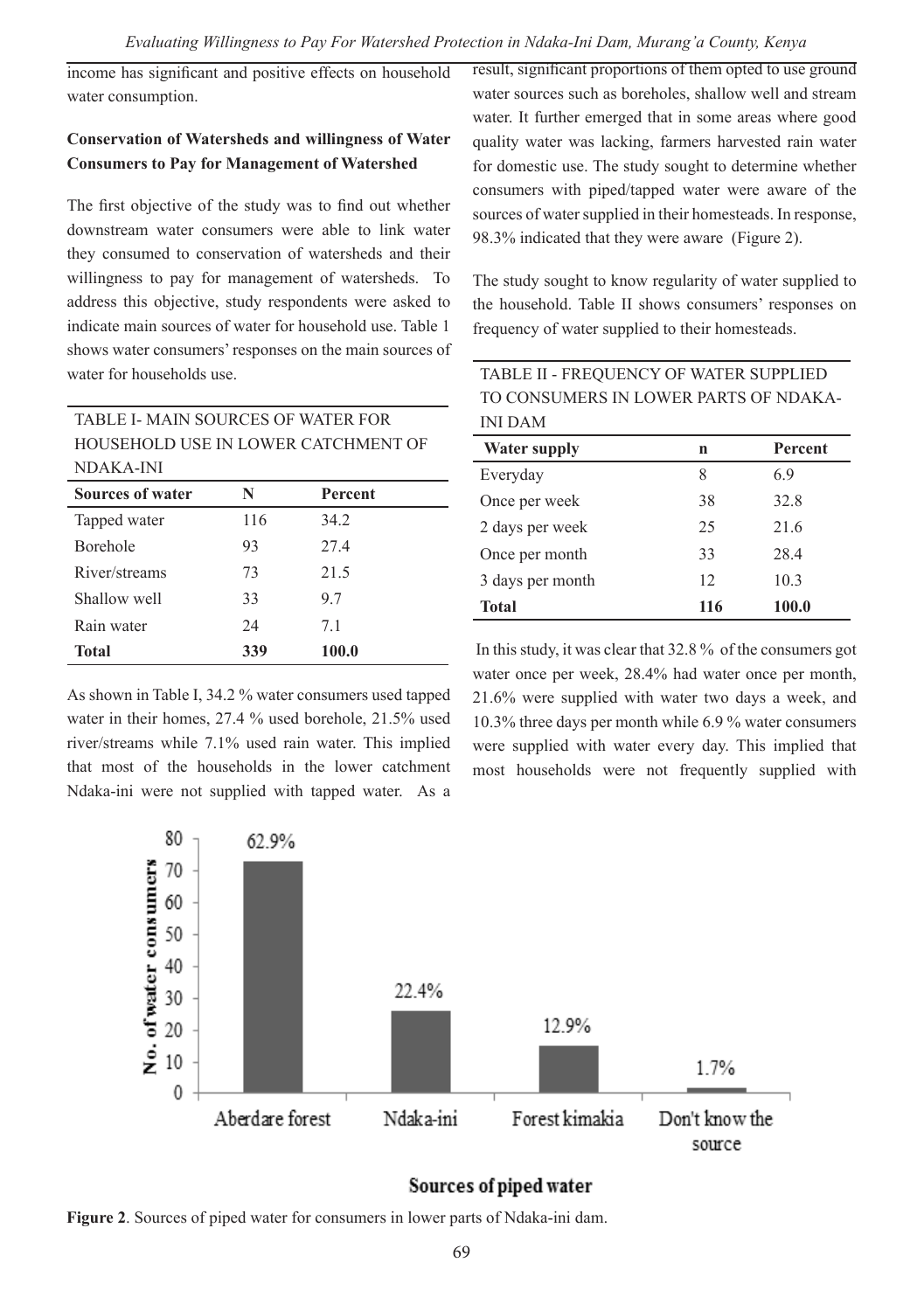income has significant and positive effects on household water consumption.

**Conservation of Watersheds and willingness of Water Consumers to Pay for Management of Watershed**

The first objective of the study was to find out whether downstream water consumers were able to link water they consumed to conservation of watersheds and their willingness to pay for management of watersheds. To address this objective, study respondents were asked to indicate main sources of water for household use. Table 1 shows water consumers' responses on the main sources of water for households use.

TABLE I- MAIN SOURCES OF WATER FOR HOUSEHOLD USE IN LOWER CATCHMENT OF NDAKA-INI

| Sources of water | N | Percent |
|---|---|---|
| Tapped water | 116 | 34.2 |
| Borehole | 93 | 27.4 |
| River/streams | 73 | 21.5 |
| Shallow well | 33 | 9.7 |
| Rain water | 24 | 7.1 |
| **Total** | **339** | **100.0** |

As shown in Table I, 34.2 % water consumers used tapped water in their homes, 27.4 % used borehole, 21.5% used river/streams while 7.1% used rain water. This implied that most of the households in the lower catchment Ndaka-ini were not supplied with tapped water. As a result, significant proportions of them opted to use ground water sources such as boreholes, shallow well and stream water. It further emerged that in some areas where good quality water was lacking, farmers harvested rain water for domestic use. The study sought to determine whether consumers with piped/tapped water were aware of the sources of water supplied in their homesteads. In response, 98.3% indicated that they were aware (Figure 2).

The study sought to know regularity of water supplied to the household. Table II shows consumers' responses on frequency of water supplied to their homesteads.

TABLE II - FREQUENCY OF WATER SUPPLIED TO CONSUMERS IN LOWER PARTS OF NDAKA-INI DAM

| Water supply | n | Percent |
|---|---|---|
| Everyday | 8 | 6.9 |
| Once per week | 38 | 32.8 |
| 2 days per week | 25 | 21.6 |
| Once per month | 33 | 28.4 |
| 3 days per month | 12 | 10.3 |
| **Total** | **116** | **100.0** |

In this study, it was clear that 32.8 % of the consumers got water once per week, 28.4% had water once per month, 21.6% were supplied with water two days a week, and 10.3% three days per month while 6.9 % water consumers were supplied with water every day. This implied that most households were not frequently supplied with

**Figure 2**. Sources of piped water for consumers in lower parts of Ndaka-ini dam.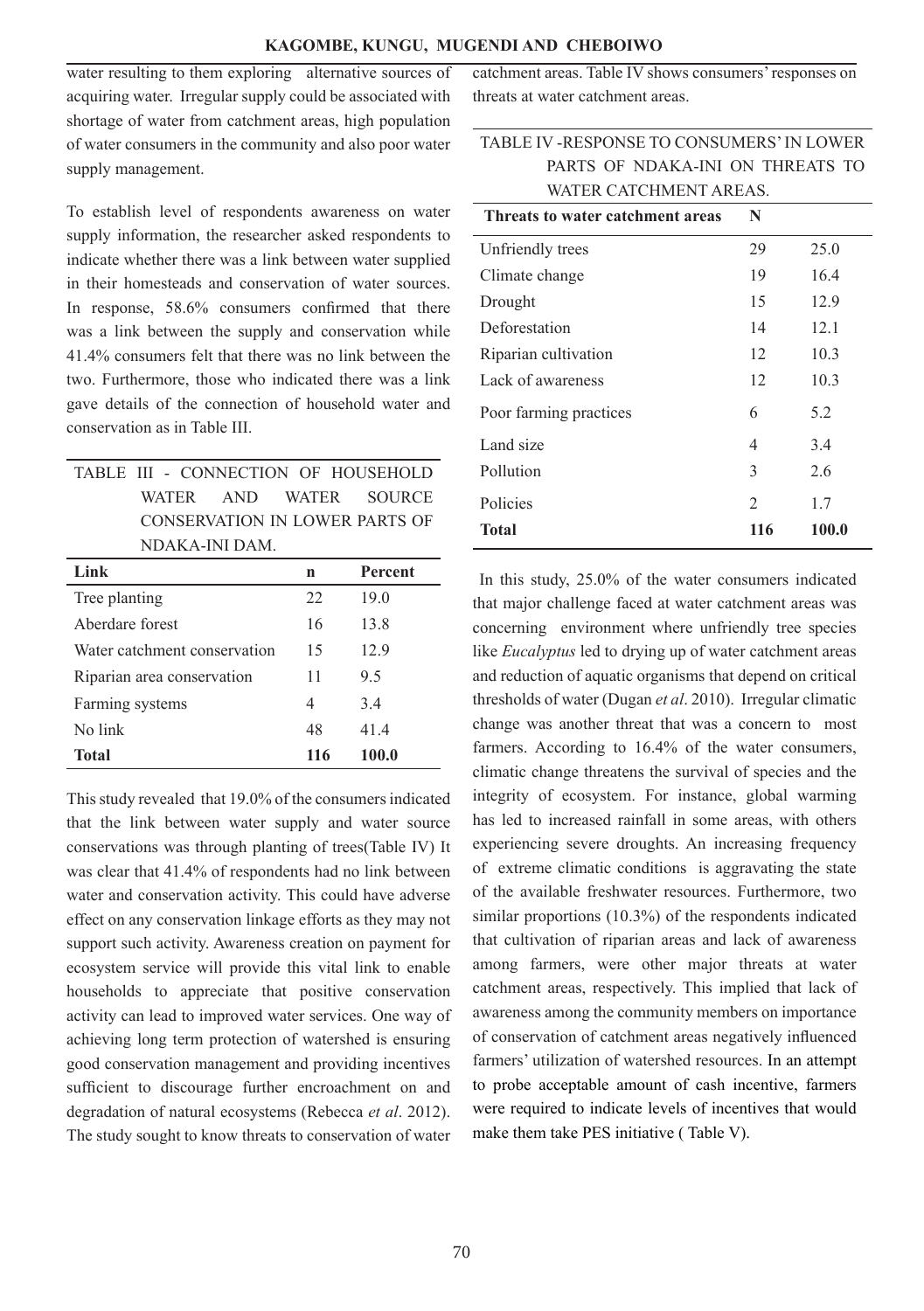water resulting to them exploring alternative sources of acquiring water. Irregular supply could be associated with shortage of water from catchment areas, high population of water consumers in the community and also poor water supply management.

To establish level of respondents awareness on water supply information, the researcher asked respondents to indicate whether there was a link between water supplied in their homesteads and conservation of water sources. In response, 58.6% consumers confirmed that there was a link between the supply and conservation while 41.4% consumers felt that there was no link between the two. Furthermore, those who indicated there was a link gave details of the connection of household water and conservation as in Table III.

TABLE III - CONNECTION OF HOUSEHOLD WATER AND WATER SOURCE CONSERVATION IN LOWER PARTS OF NDAKA-INI DAM.

| Link | n | Percent |
|---|---|---|
| Tree planting | 22 | 19.0 |
| Aberdare forest | 16 | 13.8 |
| Water catchment conservation | 15 | 12.9 |
| Riparian area conservation | 11 | 9.5 |
| Farming systems | 4 | 3.4 |
| No link | 48 | 41.4 |
| **Total** | **116** | **100.0** |

This study revealed that 19.0% of the consumers indicated that the link between water supply and water source conservations was through planting of trees(Table IV) It was clear that 41.4% of respondents had no link between water and conservation activity. This could have adverse effect on any conservation linkage efforts as they may not support such activity. Awareness creation on payment for ecosystem service will provide this vital link to enable households to appreciate that positive conservation activity can lead to improved water services. One way of achieving long term protection of watershed is ensuring good conservation management and providing incentives sufficient to discourage further encroachment on and degradation of natural ecosystems (Rebecca *et al*. 2012). The study sought to know threats to conservation of water catchment areas. Table IV shows consumers' responses on threats at water catchment areas.

TABLE IV -RESPONSE TO CONSUMERS' IN LOWER PARTS OF NDAKA-INI ON THREATS TO WATER CATCHMENT AREAS.

| Threats to water catchment areas | N | |
|---|---|---|
| Unfriendly trees | 29 | 25.0 |
| Climate change | 19 | 16.4 |
| Drought | 15 | 12.9 |
| Deforestation | 14 | 12.1 |
| Riparian cultivation | 12 | 10.3 |
| Lack of awareness | 12 | 10.3 |
| Poor farming practices | 6 | 5.2 |
| Land size | 4 | 3.4 |
| Pollution | 3 | 2.6 |
| Policies | 2 | 1.7 |
| **Total** | **116** | **100.0** |

In this study, 25.0% of the water consumers indicated that major challenge faced at water catchment areas was concerning environment where unfriendly tree species like *Eucalyptus* led to drying up of water catchment areas and reduction of aquatic organisms that depend on critical thresholds of water (Dugan *et al*. 2010). Irregular climatic change was another threat that was a concern to most farmers. According to 16.4% of the water consumers, climatic change threatens the survival of species and the integrity of ecosystem. For instance, global warming has led to increased rainfall in some areas, with others experiencing severe droughts. An increasing frequency of extreme climatic conditions is aggravating the state of the available freshwater resources. Furthermore, two similar proportions (10.3%) of the respondents indicated that cultivation of riparian areas and lack of awareness among farmers, were other major threats at water catchment areas, respectively. This implied that lack of awareness among the community members on importance of conservation of catchment areas negatively influenced farmers' utilization of watershed resources. In an attempt to probe acceptable amount of cash incentive, farmers were required to indicate levels of incentives that would make them take PES initiative ( Table V).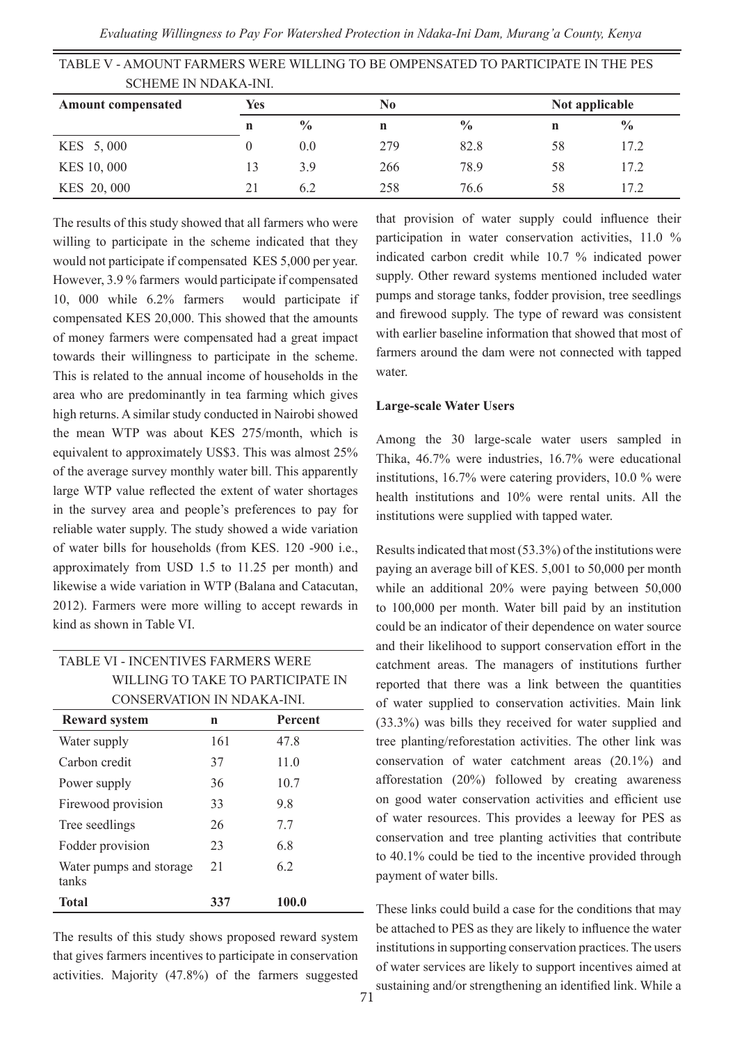TABLE V - AMOUNT FARMERS WERE WILLING TO BE OMPENSATED TO PARTICIPATE IN THE PES SCHEME IN NDAKA-INI.

| Amount compensated | Yes | | No | | Not applicable | |
|---|---|---|---|---|---|---|
| | n | % | n | % | n | % |
| KES 5, 000 | 0 | 0.0 | 279 | 82.8 | 58 | 17.2 |
| KES 10, 000 | 13 | 3.9 | 266 | 78.9 | 58 | 17.2 |
| KES 20, 000 | 21 | 6.2 | 258 | 76.6 | 58 | 17.2 |

The results of this study showed that all farmers who were willing to participate in the scheme indicated that they would not participate if compensated KES 5,000 per year. However, 3.9 % farmers would participate if compensated 10, 000 while 6.2% farmers would participate if compensated KES 20,000. This showed that the amounts of money farmers were compensated had a great impact towards their willingness to participate in the scheme. This is related to the annual income of households in the area who are predominantly in tea farming which gives high returns. A similar study conducted in Nairobi showed the mean WTP was about KES 275/month, which is equivalent to approximately US$3. This was almost 25% of the average survey monthly water bill. This apparently large WTP value reflected the extent of water shortages in the survey area and people's preferences to pay for reliable water supply. The study showed a wide variation of water bills for households (from KES. 120 -900 i.e., approximately from USD 1.5 to 11.25 per month) and likewise a wide variation in WTP (Balana and Catacutan, 2012). Farmers were more willing to accept rewards in kind as shown in Table VI.

TABLE VI - INCENTIVES FARMERS WERE WILLING TO TAKE TO PARTICIPATE IN CONSERVATION IN NDAKA-INI.

| Reward system | n | Percent |
|---|---|---|
| Water supply | 161 | 47.8 |
| Carbon credit | 37 | 11.0 |
| Power supply | 36 | 10.7 |
| Firewood provision | 33 | 9.8 |
| Tree seedlings | 26 | 7.7 |
| Fodder provision | 23 | 6.8 |
| Water pumps and storage tanks | 21 | 6.2 |
| **Total** | **337** | **100.0** |

The results of this study shows proposed reward system that gives farmers incentives to participate in conservation activities. Majority (47.8%) of the farmers suggested that provision of water supply could influence their participation in water conservation activities, 11.0 % indicated carbon credit while 10.7 % indicated power supply. Other reward systems mentioned included water pumps and storage tanks, fodder provision, tree seedlings and firewood supply. The type of reward was consistent with earlier baseline information that showed that most of farmers around the dam were not connected with tapped water.

#### Large-scale Water Users

Among the 30 large-scale water users sampled in Thika, 46.7% were industries, 16.7% were educational institutions, 16.7% were catering providers, 10.0 % were health institutions and 10% were rental units. All the institutions were supplied with tapped water.

Results indicated that most (53.3%) of the institutions were paying an average bill of KES. 5,001 to 50,000 per month while an additional 20% were paying between 50,000 to 100,000 per month. Water bill paid by an institution could be an indicator of their dependence on water source and their likelihood to support conservation effort in the catchment areas. The managers of institutions further reported that there was a link between the quantities of water supplied to conservation activities. Main link (33.3%) was bills they received for water supplied and tree planting/reforestation activities. The other link was conservation of water catchment areas (20.1%) and afforestation (20%) followed by creating awareness on good water conservation activities and efficient use of water resources. This provides a leeway for PES as conservation and tree planting activities that contribute to 40.1% could be tied to the incentive provided through payment of water bills.

These links could build a case for the conditions that may be attached to PES as they are likely to influence the water institutions in supporting conservation practices. The users of water services are likely to support incentives aimed at sustaining and/or strengthening an identified link. While a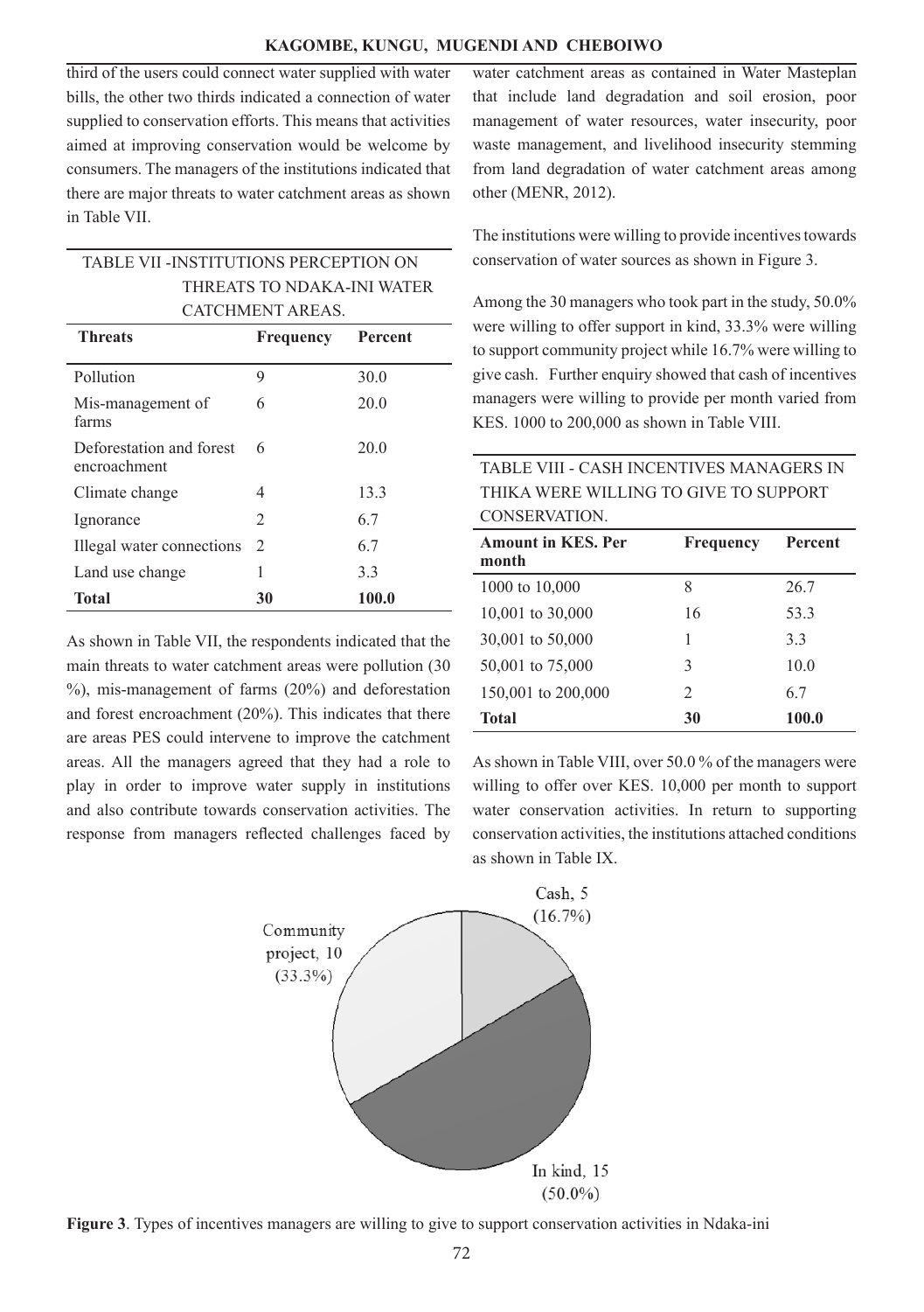third of the users could connect water supplied with water bills, the other two thirds indicated a connection of water supplied to conservation efforts. This means that activities aimed at improving conservation would be welcome by consumers. The managers of the institutions indicated that there are major threats to water catchment areas as shown in Table VII.

TABLE VII -INSTITUTIONS PERCEPTION ON THREATS TO NDAKA-INI WATER CATCHMENT AREAS.

| Threats | Frequency | Percent |
|---|---|---|
| Pollution | 9 | 30.0 |
| Mis-management of farms | 6 | 20.0 |
| Deforestation and forest encroachment | 6 | 20.0 |
| Climate change | 4 | 13.3 |
| Ignorance | 2 | 6.7 |
| Illegal water connections | 2 | 6.7 |
| Land use change | 1 | 3.3 |
| **Total** | **30** | **100.0** |

As shown in Table VII, the respondents indicated that the main threats to water catchment areas were pollution (30 %), mis-management of farms (20%) and deforestation and forest encroachment (20%). This indicates that there are areas PES could intervene to improve the catchment areas. All the managers agreed that they had a role to play in order to improve water supply in institutions and also contribute towards conservation activities. The response from managers reflected challenges faced by water catchment areas as contained in Water Masteplan that include land degradation and soil erosion, poor management of water resources, water insecurity, poor waste management, and livelihood insecurity stemming from land degradation of water catchment areas among other (MENR, 2012).

The institutions were willing to provide incentives towards conservation of water sources as shown in Figure 3.

Among the 30 managers who took part in the study, 50.0% were willing to offer support in kind, 33.3% were willing to support community project while 16.7% were willing to give cash. Further enquiry showed that cash of incentives managers were willing to provide per month varied from KES. 1000 to 200,000 as shown in Table VIII.

TABLE VIII - CASH INCENTIVES MANAGERS IN THIKA WERE WILLING TO GIVE TO SUPPORT CONSERVATION.

| Amount in KES. Per month | Frequency | Percent |
|---|---|---|
| 1000 to 10,000 | 8 | 26.7 |
| 10,001 to 30,000 | 16 | 53.3 |
| 30,001 to 50,000 | 1 | 3.3 |
| 50,001 to 75,000 | 3 | 10.0 |
| 150,001 to 200,000 | 2 | 6.7 |
| **Total** | **30** | **100.0** |

As shown in Table VIII, over 50.0 % of the managers were willing to offer over KES. 10,000 per month to support water conservation activities. In return to supporting conservation activities, the institutions attached conditions as shown in Table IX.

Cash, 5 (16.7%)

Community project, 10 (33.3%)

In kind, 15 (50.0%)

**Figure 3**. Types of incentives managers are willing to give to support conservation activities in Ndaka-ini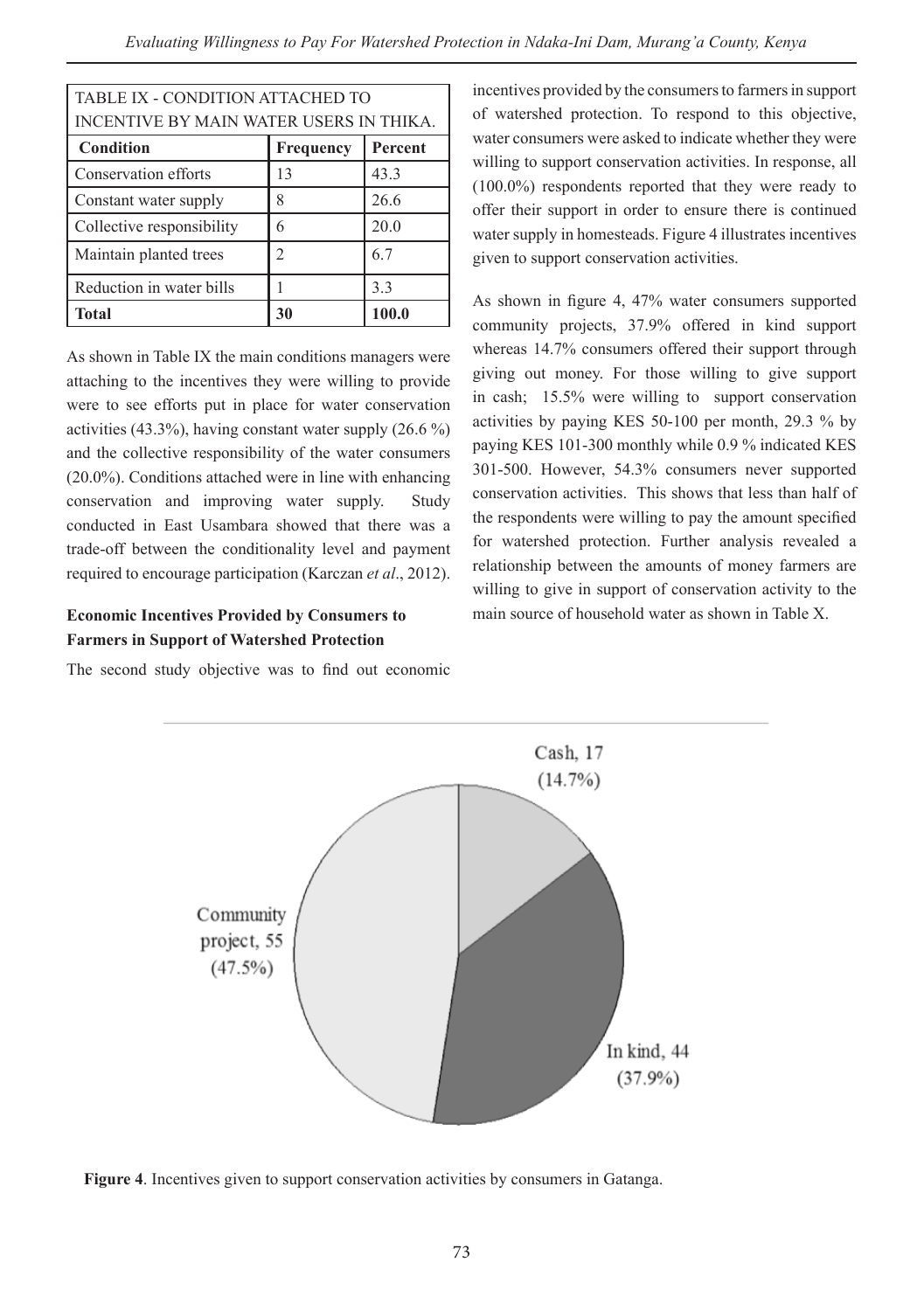| TABLE IX - CONDITION ATTACHED TO INCENTIVE BY MAIN WATER USERS IN THIKA. | | |
|---|---|---|
| **Condition** | **Frequency** | **Percent** |
| Conservation efforts | 13 | 43.3 |
| Constant water supply | 8 | 26.6 |
| Collective responsibility | 6 | 20.0 |
| Maintain planted trees | 2 | 6.7 |
| Reduction in water bills | 1 | 3.3 |
| **Total** | **30** | **100.0** |

As shown in Table IX the main conditions managers were attaching to the incentives they were willing to provide were to see efforts put in place for water conservation activities (43.3%), having constant water supply (26.6 %) and the collective responsibility of the water consumers (20.0%). Conditions attached were in line with enhancing conservation and improving water supply. Study conducted in East Usambara showed that there was a trade-off between the conditionality level and payment required to encourage participation (Karczan *et al*., 2012).

### Economic Incentives Provided by Consumers to Farmers in Support of Watershed Protection

The second study objective was to find out economic incentives provided by the consumers to farmers in support of watershed protection. To respond to this objective, water consumers were asked to indicate whether they were willing to support conservation activities. In response, all (100.0%) respondents reported that they were ready to offer their support in order to ensure there is continued water supply in homesteads. Figure 4 illustrates incentives given to support conservation activities.

As shown in figure 4, 47% water consumers supported community projects, 37.9% offered in kind support whereas 14.7% consumers offered their support through giving out money. For those willing to give support in cash; 15.5% were willing to support conservation activities by paying KES 50-100 per month, 29.3 % by paying KES 101-300 monthly while 0.9 % indicated KES 301-500. However, 54.3% consumers never supported conservation activities. This shows that less than half of the respondents were willing to pay the amount specified for watershed protection. Further analysis revealed a relationship between the amounts of money farmers are willing to give in support of conservation activity to the main source of household water as shown in Table X.

Cash, 17 (14.7%)

In kind, 44 (37.9%)

Community project, 55 (47.5%)

**Figure 4**. Incentives given to support conservation activities by consumers in Gatanga.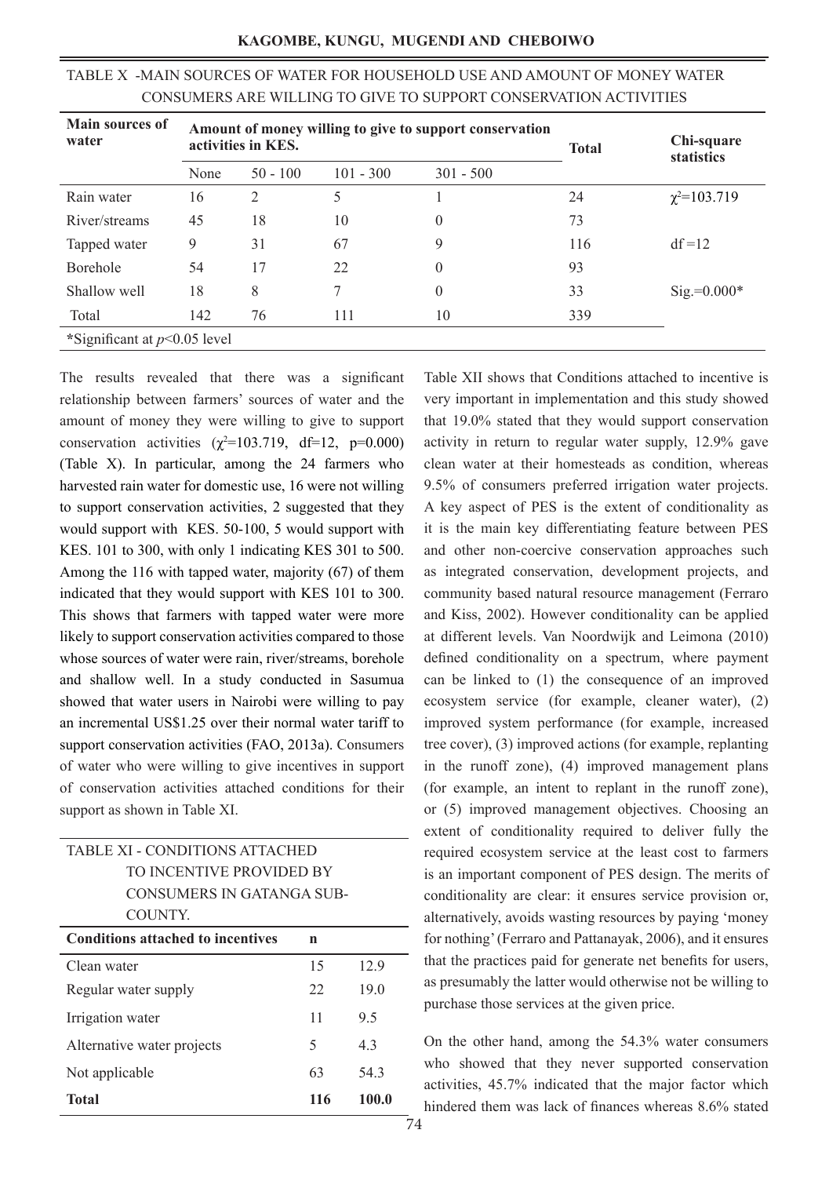TABLE X -MAIN SOURCES OF WATER FOR HOUSEHOLD USE AND AMOUNT OF MONEY WATER CONSUMERS ARE WILLING TO GIVE TO SUPPORT CONSERVATION ACTIVITIES

| Main sources of water | Amount of money willing to give to support conservation activities in KES. | | | | Total | Chi-square statistics |
|---|---|---|---|---|---|---|
| | None | 50 - 100 | 101 - 300 | 301 - 500 | | |
| Rain water | 16 | 2 | 5 | 1 | 24 | $\chi^2$=103.719 |
| River/streams | 45 | 18 | 10 | 0 | 73 | |
| Tapped water | 9 | 31 | 67 | 9 | 116 | df =12 |
| Borehole | 54 | 17 | 22 | 0 | 93 | |
| Shallow well | 18 | 8 | 7 | 0 | 33 | Sig.=0.000* |
| Total | 142 | 76 | 111 | 10 | 339 | |

*Significant at $p$<0.05 level

The results revealed that there was a significant relationship between farmers' sources of water and the amount of money they were willing to give to support conservation activities ($\chi^2$=103.719, df=12, p=0.000) (Table X). In particular, among the 24 farmers who harvested rain water for domestic use, 16 were not willing to support conservation activities, 2 suggested that they would support with KES. 50-100, 5 would support with KES. 101 to 300, with only 1 indicating KES 301 to 500. Among the 116 with tapped water, majority (67) of them indicated that they would support with KES 101 to 300. This shows that farmers with tapped water were more likely to support conservation activities compared to those whose sources of water were rain, river/streams, borehole and shallow well. In a study conducted in Sasumua showed that water users in Nairobi were willing to pay an incremental US$1.25 over their normal water tariff to support conservation activities (FAO, 2013a). Consumers of water who were willing to give incentives in support of conservation activities attached conditions for their support as shown in Table XI.

TABLE XI - CONDITIONS ATTACHED TO INCENTIVE PROVIDED BY CONSUMERS IN GATANGA SUB-COUNTY.

| Conditions attached to incentives | n | |
|---|---|---|
| Clean water | 15 | 12.9 |
| Regular water supply | 22 | 19.0 |
| Irrigation water | 11 | 9.5 |
| Alternative water projects | 5 | 4.3 |
| Not applicable | 63 | 54.3 |
| **Total** | **116** | **100.0** |

Table XII shows that Conditions attached to incentive is very important in implementation and this study showed that 19.0% stated that they would support conservation activity in return to regular water supply, 12.9% gave clean water at their homesteads as condition, whereas 9.5% of consumers preferred irrigation water projects. A key aspect of PES is the extent of conditionality as it is the main key differentiating feature between PES and other non-coercive conservation approaches such as integrated conservation, development projects, and community based natural resource management (Ferraro and Kiss, 2002). However conditionality can be applied at different levels. Van Noordwijk and Leimona (2010) defined conditionality on a spectrum, where payment can be linked to (1) the consequence of an improved ecosystem service (for example, cleaner water), (2) improved system performance (for example, increased tree cover), (3) improved actions (for example, replanting in the runoff zone), (4) improved management plans (for example, an intent to replant in the runoff zone), or (5) improved management objectives. Choosing an extent of conditionality required to deliver fully the required ecosystem service at the least cost to farmers is an important component of PES design. The merits of conditionality are clear: it ensures service provision or, alternatively, avoids wasting resources by paying 'money for nothing' (Ferraro and Pattanayak, 2006), and it ensures that the practices paid for generate net benefits for users, as presumably the latter would otherwise not be willing to purchase those services at the given price.

On the other hand, among the 54.3% water consumers who showed that they never supported conservation activities, 45.7% indicated that the major factor which hindered them was lack of finances whereas 8.6% stated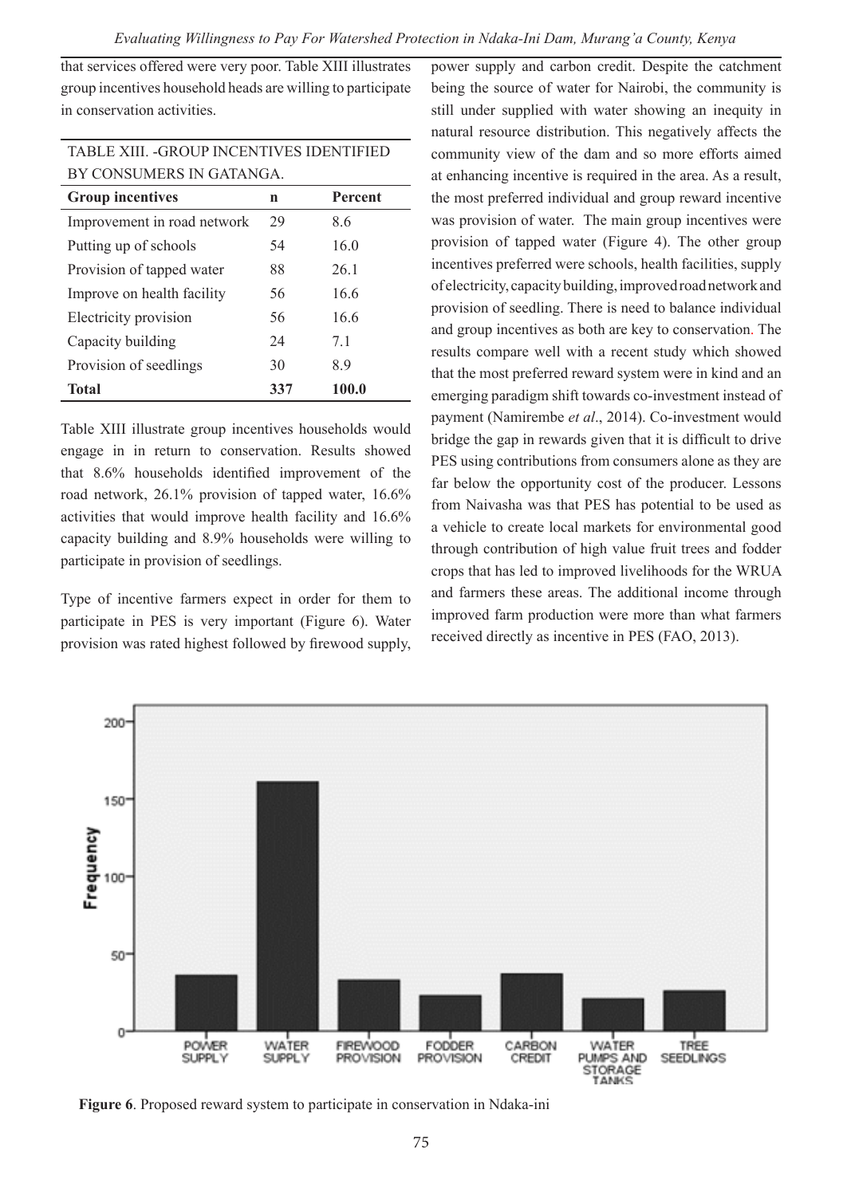that services offered were very poor. Table XIII illustrates group incentives household heads are willing to participate in conservation activities.

TABLE XIII. -GROUP INCENTIVES IDENTIFIED BY CONSUMERS IN GATANGA.

| Group incentives | n | Percent |
|---|---|---|
| Improvement in road network | 29 | 8.6 |
| Putting up of schools | 54 | 16.0 |
| Provision of tapped water | 88 | 26.1 |
| Improve on health facility | 56 | 16.6 |
| Electricity provision | 56 | 16.6 |
| Capacity building | 24 | 7.1 |
| Provision of seedlings | 30 | 8.9 |
| **Total** | **337** | **100.0** |

Table XIII illustrate group incentives households would engage in in return to conservation. Results showed that 8.6% households identified improvement of the road network, 26.1% provision of tapped water, 16.6% activities that would improve health facility and 16.6% capacity building and 8.9% households were willing to participate in provision of seedlings.

Type of incentive farmers expect in order for them to participate in PES is very important (Figure 6). Water provision was rated highest followed by firewood supply, power supply and carbon credit. Despite the catchment being the source of water for Nairobi, the community is still under supplied with water showing an inequity in natural resource distribution. This negatively affects the community view of the dam and so more efforts aimed at enhancing incentive is required in the area. As a result, the most preferred individual and group reward incentive was provision of water. The main group incentives were provision of tapped water (Figure 4). The other group incentives preferred were schools, health facilities, supply of electricity, capacity building, improved road network and provision of seedling. There is need to balance individual and group incentives as both are key to conservation. The results compare well with a recent study which showed that the most preferred reward system were in kind and an emerging paradigm shift towards co-investment instead of payment (Namirembe *et al*., 2014). Co-investment would bridge the gap in rewards given that it is difficult to drive PES using contributions from consumers alone as they are far below the opportunity cost of the producer. Lessons from Naivasha was that PES has potential to be used as a vehicle to create local markets for environmental good through contribution of high value fruit trees and fodder crops that has led to improved livelihoods for the WRUA and farmers these areas. The additional income through improved farm production were more than what farmers received directly as incentive in PES (FAO, 2013).

**Figure 6**. Proposed reward system to participate in conservation in Ndaka-ini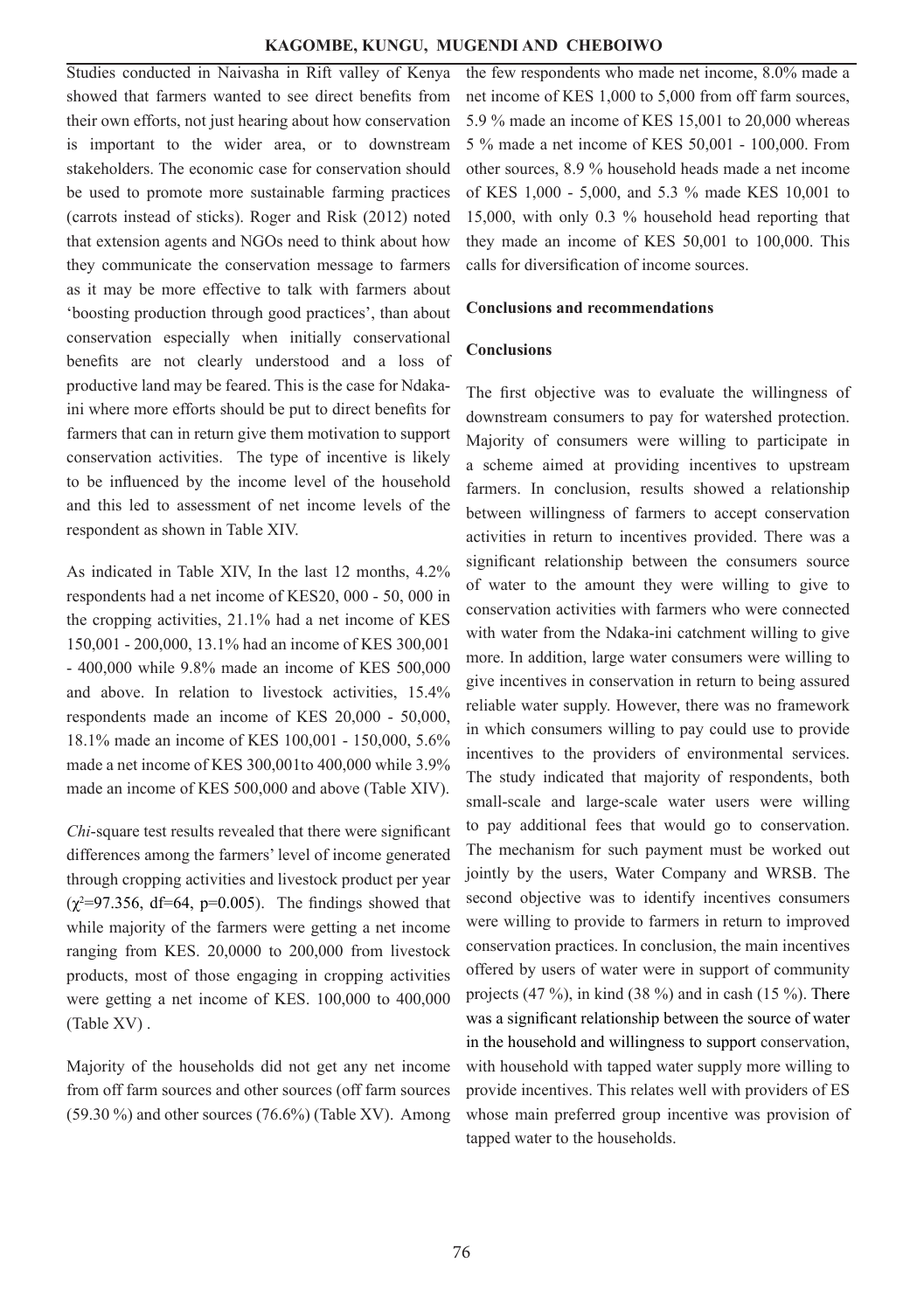Studies conducted in Naivasha in Rift valley of Kenya showed that farmers wanted to see direct benefits from their own efforts, not just hearing about how conservation is important to the wider area, or to downstream stakeholders. The economic case for conservation should be used to promote more sustainable farming practices (carrots instead of sticks). Roger and Risk (2012) noted that extension agents and NGOs need to think about how they communicate the conservation message to farmers as it may be more effective to talk with farmers about 'boosting production through good practices', than about conservation especially when initially conservational benefits are not clearly understood and a loss of productive land may be feared. This is the case for Ndaka-ini where more efforts should be put to direct benefits for farmers that can in return give them motivation to support conservation activities. The type of incentive is likely to be influenced by the income level of the household and this led to assessment of net income levels of the respondent as shown in Table XIV.

As indicated in Table XIV, In the last 12 months, 4.2% respondents had a net income of KES20, 000 - 50, 000 in the cropping activities, 21.1% had a net income of KES 150,001 - 200,000, 13.1% had an income of KES 300,001 - 400,000 while 9.8% made an income of KES 500,000 and above. In relation to livestock activities, 15.4% respondents made an income of KES 20,000 - 50,000, 18.1% made an income of KES 100,001 - 150,000, 5.6% made a net income of KES 300,001to 400,000 while 3.9% made an income of KES 500,000 and above (Table XIV).

*Chi*-square test results revealed that there were significant differences among the farmers' level of income generated through cropping activities and livestock product per year ($\chi^2$=97.356, df=64, p=0.005). The findings showed that while majority of the farmers were getting a net income ranging from KES. 20,0000 to 200,000 from livestock products, most of those engaging in cropping activities were getting a net income of KES. 100,000 to 400,000 (Table XV) .

Majority of the households did not get any net income from off farm sources and other sources (off farm sources (59.30 %) and other sources (76.6%) (Table XV). Among the few respondents who made net income, 8.0% made a net income of KES 1,000 to 5,000 from off farm sources, 5.9 % made an income of KES 15,001 to 20,000 whereas 5 % made a net income of KES 50,001 - 100,000. From other sources, 8.9 % household heads made a net income of KES 1,000 - 5,000, and 5.3 % made KES 10,001 to 15,000, with only 0.3 % household head reporting that they made an income of KES 50,001 to 100,000. This calls for diversification of income sources.

## Conclusions and recommendations

### Conclusions

The first objective was to evaluate the willingness of downstream consumers to pay for watershed protection. Majority of consumers were willing to participate in a scheme aimed at providing incentives to upstream farmers. In conclusion, results showed a relationship between willingness of farmers to accept conservation activities in return to incentives provided. There was a significant relationship between the consumers source of water to the amount they were willing to give to conservation activities with farmers who were connected with water from the Ndaka-ini catchment willing to give more. In addition, large water consumers were willing to give incentives in conservation in return to being assured reliable water supply. However, there was no framework in which consumers willing to pay could use to provide incentives to the providers of environmental services. The study indicated that majority of respondents, both small-scale and large-scale water users were willing to pay additional fees that would go to conservation. The mechanism for such payment must be worked out jointly by the users, Water Company and WRSB. The second objective was to identify incentives consumers were willing to provide to farmers in return to improved conservation practices. In conclusion, the main incentives offered by users of water were in support of community projects (47 %), in kind (38 %) and in cash (15 %). There was a significant relationship between the source of water in the household and willingness to support conservation, with household with tapped water supply more willing to provide incentives. This relates well with providers of ES whose main preferred group incentive was provision of tapped water to the households.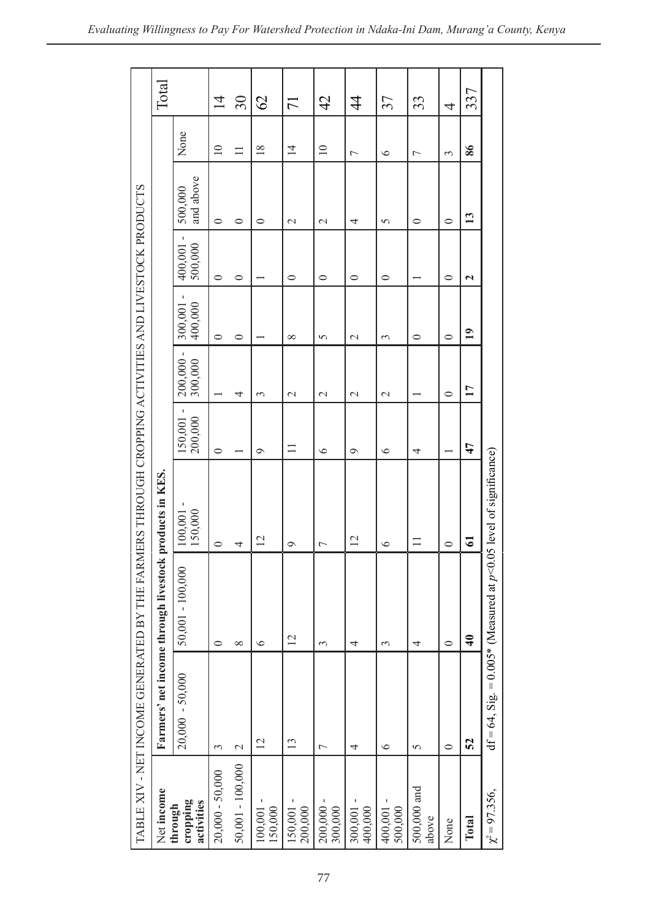TABLE XIV - NET INCOME GENERATED BY THE FARMERS THROUGH CROPPING ACTIVITIES AND LIVESTOCK PRODUCTS

| Net income through cropping activities | Farmers' net income through livestock products in KES. | | | | | | | | | Total |
|---|---|---|---|---|---|---|---|---|---|---|
| | 20,000 - 50,000 | 50,001 - 100,000 | 100,001 - 150,000 | 150,001 - 200,000 | 200,000 - 300,000 | 300,001 - 400,000 | 400,001 - 500,000 | 500,000 and above | None | |
| 20,000 - 50,000 | 3 | 0 | 0 | 0 | 1 | 0 | 0 | 0 | 10 | 14 |
| 50,001 - 100,000 | 2 | 8 | 4 | 1 | 4 | 0 | 0 | 0 | 11 | 30 |
| 100,001 - 150,000 | 12 | 6 | 12 | 9 | 3 | 1 | 1 | 0 | 18 | 62 |
| 150,001 - 200,000 | 13 | 12 | 9 | 11 | 2 | 8 | 0 | 2 | 14 | 71 |
| 200,000 - 300,000 | 7 | 3 | 7 | 6 | 2 | 5 | 0 | 2 | 10 | 42 |
| 300,001 - 400,000 | 4 | 4 | 12 | 9 | 2 | 2 | 0 | 4 | 7 | 44 |
| 400,001 - 500,000 | 6 | 3 | 6 | 6 | 2 | 3 | 0 | 5 | 6 | 37 |
| 500,000 and above | 5 | 4 | 11 | 4 | 1 | 0 | 1 | 0 | 7 | 33 |
| None | 0 | 0 | 0 | 1 | 0 | 0 | 0 | 0 | 3 | 4 |
| **Total** | **52** | **40** | **61** | **47** | **17** | **19** | **2** | **13** | **86** | 337 |
| $\chi^2 = 97.356$, | df = 64, Sig. = 0.005* (Measured at $p<0.05$ level of significance) | | | | | | | | | |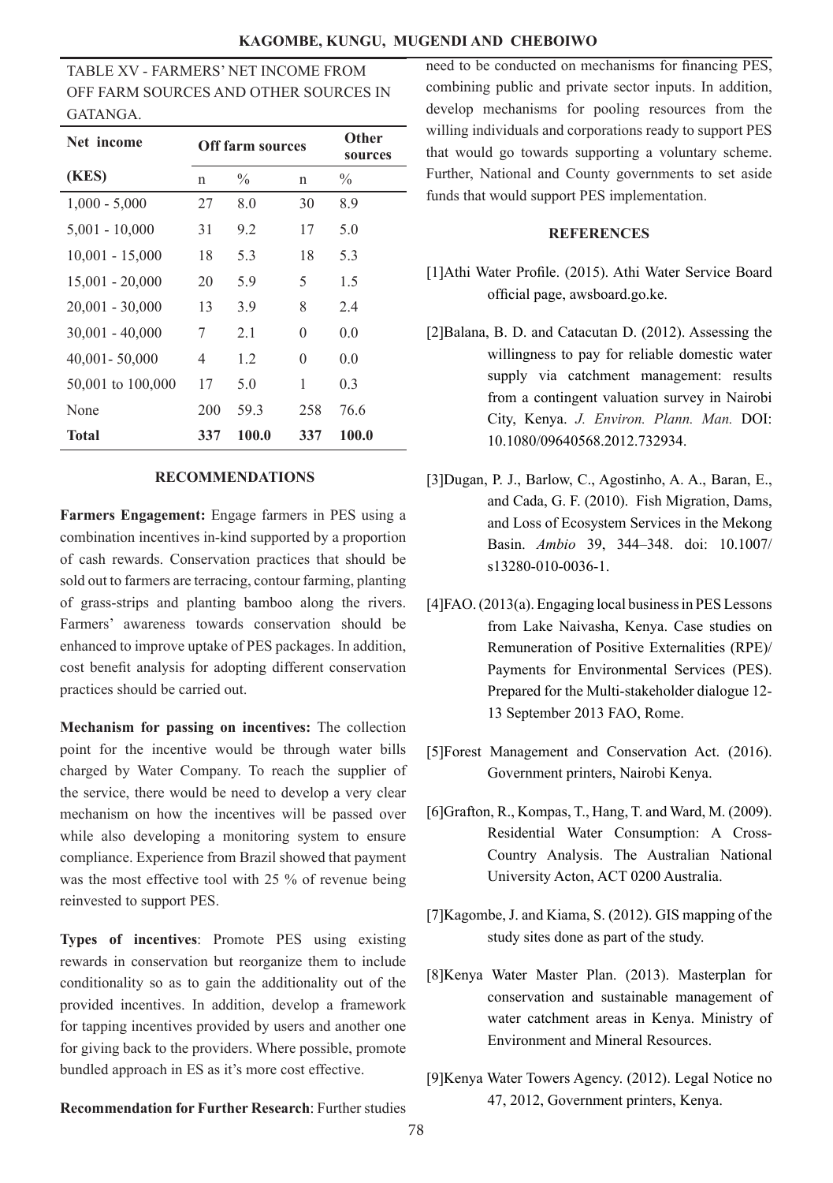TABLE XV - FARMERS' NET INCOME FROM OFF FARM SOURCES AND OTHER SOURCES IN GATANGA.

| Net income | Off farm sources | | Other sources | |
|---|---|---|---|---|
| (KES) | n | % | n | % |
| 1,000 - 5,000 | 27 | 8.0 | 30 | 8.9 |
| 5,001 - 10,000 | 31 | 9.2 | 17 | 5.0 |
| 10,001 - 15,000 | 18 | 5.3 | 18 | 5.3 |
| 15,001 - 20,000 | 20 | 5.9 | 5 | 1.5 |
| 20,001 - 30,000 | 13 | 3.9 | 8 | 2.4 |
| 30,001 - 40,000 | 7 | 2.1 | 0 | 0.0 |
| 40,001- 50,000 | 4 | 1.2 | 0 | 0.0 |
| 50,001 to 100,000 | 17 | 5.0 | 1 | 0.3 |
| None | 200 | 59.3 | 258 | 76.6 |
| **Total** | **337** | **100.0** | **337** | **100.0** |

## RECOMMENDATIONS

**Farmers Engagement:** Engage farmers in PES using a combination incentives in-kind supported by a proportion of cash rewards. Conservation practices that should be sold out to farmers are terracing, contour farming, planting of grass-strips and planting bamboo along the rivers. Farmers' awareness towards conservation should be enhanced to improve uptake of PES packages. In addition, cost benefit analysis for adopting different conservation practices should be carried out.

**Mechanism for passing on incentives:** The collection point for the incentive would be through water bills charged by Water Company. To reach the supplier of the service, there would be need to develop a very clear mechanism on how the incentives will be passed over while also developing a monitoring system to ensure compliance. Experience from Brazil showed that payment was the most effective tool with 25 % of revenue being reinvested to support PES.

**Types of incentives**: Promote PES using existing rewards in conservation but reorganize them to include conditionality so as to gain the additionality out of the provided incentives. In addition, develop a framework for tapping incentives provided by users and another one for giving back to the providers. Where possible, promote bundled approach in ES as it's more cost effective.

**Recommendation for Further Research**: Further studies need to be conducted on mechanisms for financing PES, combining public and private sector inputs. In addition, develop mechanisms for pooling resources from the willing individuals and corporations ready to support PES that would go towards supporting a voluntary scheme. Further, National and County governments to set aside funds that would support PES implementation.

## REFERENCES

[1]Athi Water Profile. (2015). Athi Water Service Board official page, awsboard.go.ke.

[2]Balana, B. D. and Catacutan D. (2012). Assessing the willingness to pay for reliable domestic water supply via catchment management: results from a contingent valuation survey in Nairobi City, Kenya. *J. Environ. Plann. Man.* DOI: 10.1080/09640568.2012.732934.

[3]Dugan, P. J., Barlow, C., Agostinho, A. A., Baran, E., and Cada, G. F. (2010). Fish Migration, Dams, and Loss of Ecosystem Services in the Mekong Basin. *Ambio* 39, 344–348. doi: 10.1007/s13280-010-0036-1.

[4]FAO. (2013(a). Engaging local business in PES Lessons from Lake Naivasha, Kenya. Case studies on Remuneration of Positive Externalities (RPE)/ Payments for Environmental Services (PES). Prepared for the Multi-stakeholder dialogue 12-13 September 2013 FAO, Rome.

[5]Forest Management and Conservation Act. (2016). Government printers, Nairobi Kenya.

[6]Grafton, R., Kompas, T., Hang, T. and Ward, M. (2009). Residential Water Consumption: A Cross-Country Analysis. The Australian National University Acton, ACT 0200 Australia.

[7]Kagombe, J. and Kiama, S. (2012). GIS mapping of the study sites done as part of the study.

[8]Kenya Water Master Plan. (2013). Masterplan for conservation and sustainable management of water catchment areas in Kenya. Ministry of Environment and Mineral Resources.

[9]Kenya Water Towers Agency. (2012). Legal Notice no 47, 2012, Government printers, Kenya.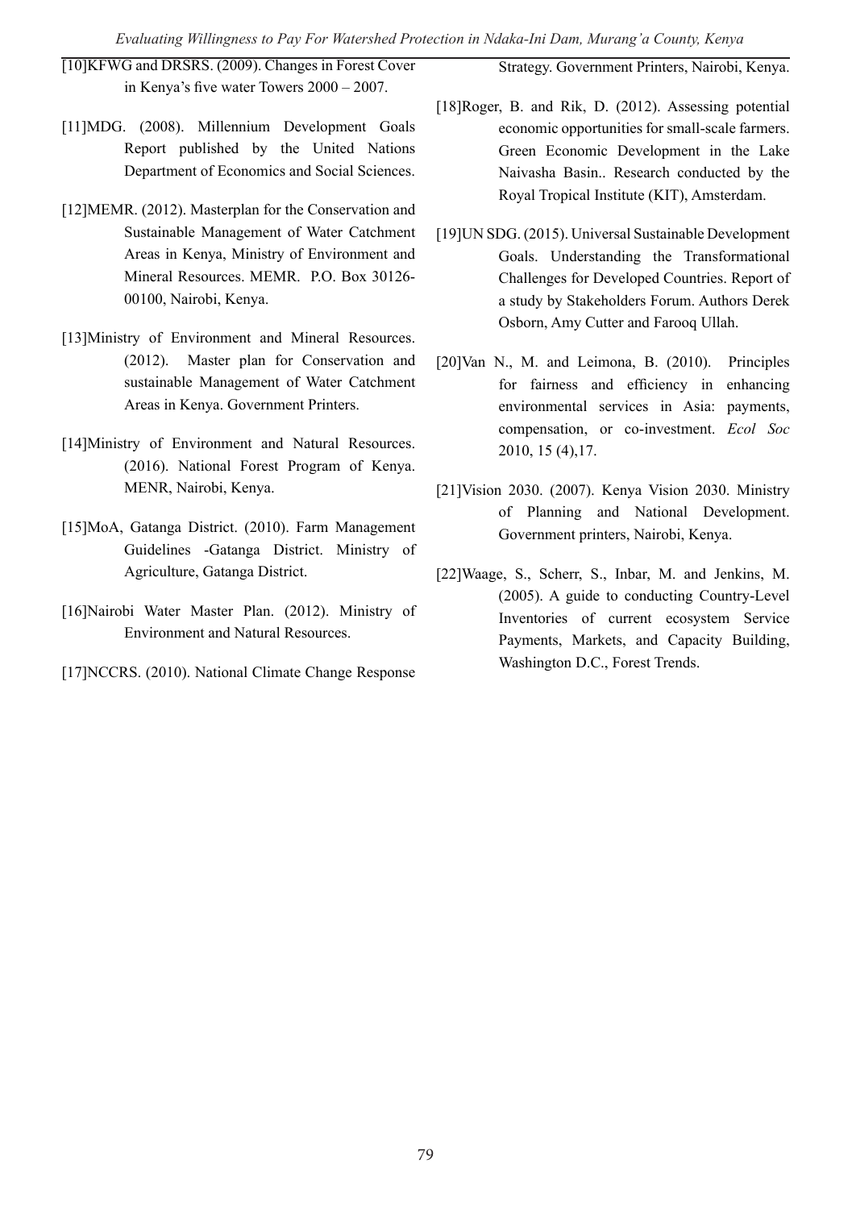[10]KFWG and DRSRS. (2009). Changes in Forest Cover in Kenya's five water Towers 2000 – 2007.

[11]MDG. (2008). Millennium Development Goals Report published by the United Nations Department of Economics and Social Sciences.

[12]MEMR. (2012). Masterplan for the Conservation and Sustainable Management of Water Catchment Areas in Kenya, Ministry of Environment and Mineral Resources. MEMR. P.O. Box 30126-00100, Nairobi, Kenya.

[13]Ministry of Environment and Mineral Resources. (2012). Master plan for Conservation and sustainable Management of Water Catchment Areas in Kenya. Government Printers.

[14]Ministry of Environment and Natural Resources. (2016). National Forest Program of Kenya. MENR, Nairobi, Kenya.

[15]MoA, Gatanga District. (2010). Farm Management Guidelines -Gatanga District. Ministry of Agriculture, Gatanga District.

[16]Nairobi Water Master Plan. (2012). Ministry of Environment and Natural Resources.

[17]NCCRS. (2010). National Climate Change Response Strategy. Government Printers, Nairobi, Kenya.

[18]Roger, B. and Rik, D. (2012). Assessing potential economic opportunities for small-scale farmers. Green Economic Development in the Lake Naivasha Basin.. Research conducted by the Royal Tropical Institute (KIT), Amsterdam.

[19]UN SDG. (2015). Universal Sustainable Development Goals. Understanding the Transformational Challenges for Developed Countries. Report of a study by Stakeholders Forum. Authors Derek Osborn, Amy Cutter and Farooq Ullah.

[20]Van N., M. and Leimona, B. (2010). Principles for fairness and efficiency in enhancing environmental services in Asia: payments, compensation, or co-investment. *Ecol Soc* 2010, 15 (4),17.

[21]Vision 2030. (2007). Kenya Vision 2030. Ministry of Planning and National Development. Government printers, Nairobi, Kenya.

[22]Waage, S., Scherr, S., Inbar, M. and Jenkins, M. (2005). A guide to conducting Country-Level Inventories of current ecosystem Service Payments, Markets, and Capacity Building, Washington D.C., Forest Trends.